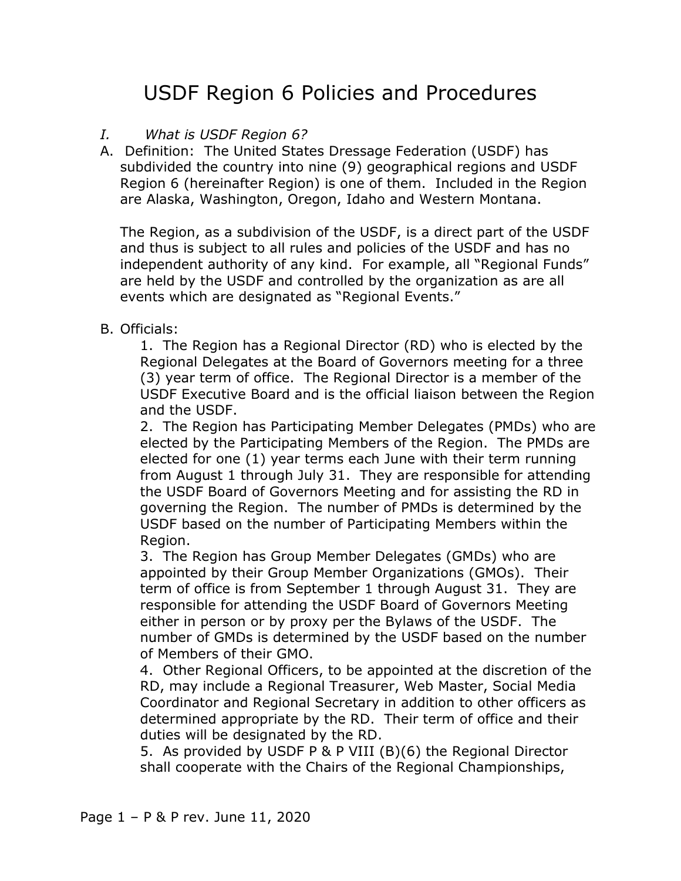# USDF Region 6 Policies and Procedures

*I. What is USDF Region 6?*

A. Definition: The United States Dressage Federation (USDF) has subdivided the country into nine (9) geographical regions and USDF Region 6 (hereinafter Region) is one of them. Included in the Region are Alaska, Washington, Oregon, Idaho and Western Montana.

The Region, as a subdivision of the USDF, is a direct part of the USDF and thus is subject to all rules and policies of the USDF and has no independent authority of any kind. For example, all "Regional Funds" are held by the USDF and controlled by the organization as are all events which are designated as "Regional Events."

B. Officials:

1. The Region has a Regional Director (RD) who is elected by the Regional Delegates at the Board of Governors meeting for a three (3) year term of office. The Regional Director is a member of the USDF Executive Board and is the official liaison between the Region and the USDF.
2. The Region has Participating Member Delegates (PMDs) who are elected by the Participating Members of the Region. The PMDs are elected for one (1) year terms each June with their term running from August 1 through July 31. They are responsible for attending the USDF Board of Governors Meeting and for assisting the RD in governing the Region. The number of PMDs is determined by the USDF based on the number of Participating Members within the Region.
3. The Region has Group Member Delegates (GMDs) who are appointed by their Group Member Organizations (GMOs). Their term of office is from September 1 through August 31. They are responsible for attending the USDF Board of Governors Meeting either in person or by proxy per the Bylaws of the USDF. The number of GMDs is determined by the USDF based on the number of Members of their GMO.
4. Other Regional Officers, to be appointed at the discretion of the RD, may include a Regional Treasurer, Web Master, Social Media Coordinator and Regional Secretary in addition to other officers as determined appropriate by the RD. Their term of office and their duties will be designated by the RD.
5. As provided by USDF P & P VIII (B)(6) the Regional Director shall cooperate with the Chairs of the Regional Championships,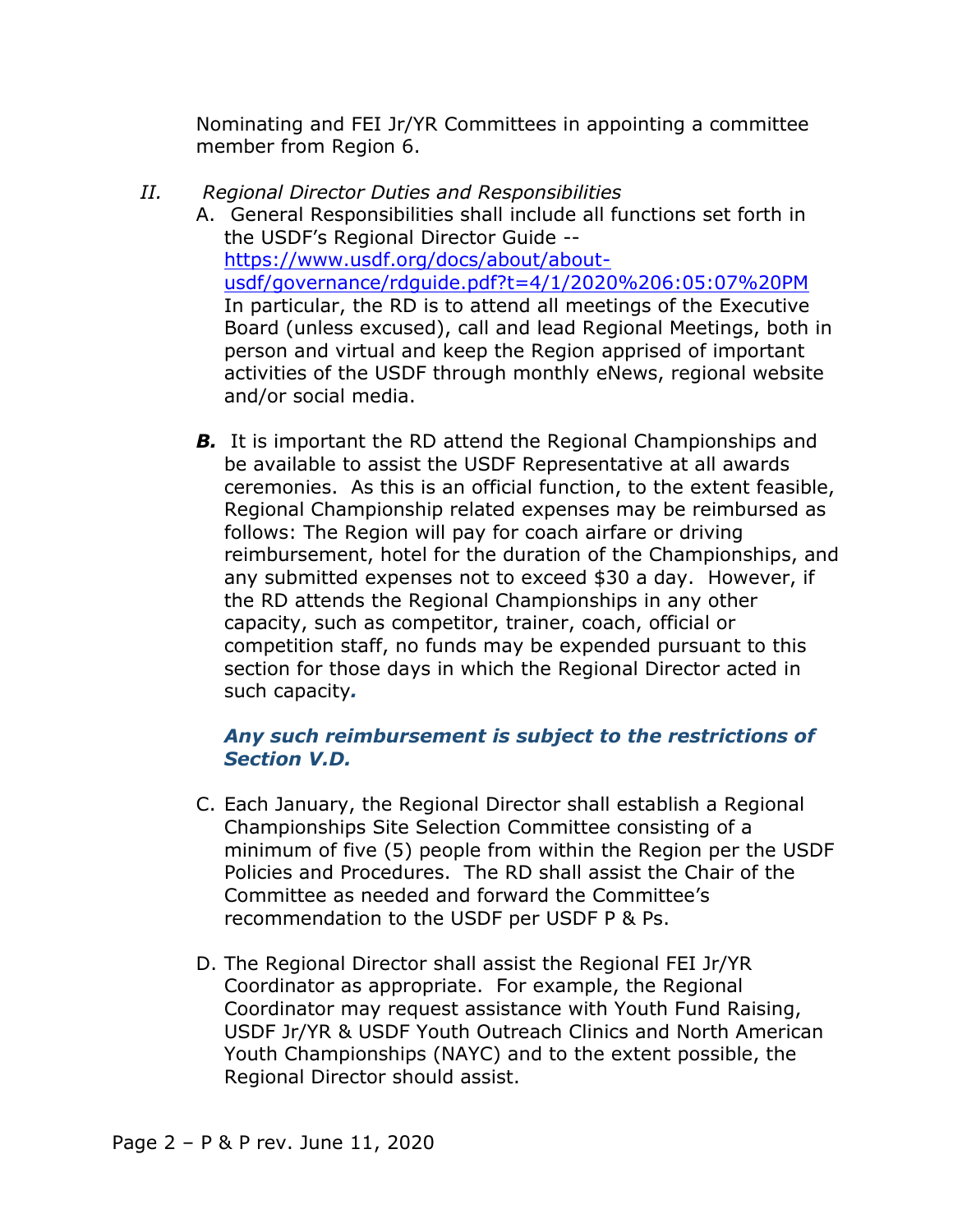Nominating and FEI Jr/YR Committees in appointing a committee member from Region 6.

II. *Regional Director Duties and Responsibilities*

A. General Responsibilities shall include all functions set forth in the USDF's Regional Director Guide -- [https://www.usdf.org/docs/about/about-usdf/governance/rdguide.pdf?t=4/1/2020%206:05:07%20PM](https://www.usdf.org/docs/about/about-usdf/governance/rdguide.pdf?t=4/1/2020%206:05:07%20PM) In particular, the RD is to attend all meetings of the Executive Board (unless excused), call and lead Regional Meetings, both in person and virtual and keep the Region apprised of important activities of the USDF through monthly eNews, regional website and/or social media.

***B.*** It is important the RD attend the Regional Championships and be available to assist the USDF Representative at all awards ceremonies. As this is an official function, to the extent feasible, Regional Championship related expenses may be reimbursed as follows: The Region will pay for coach airfare or driving reimbursement, hotel for the duration of the Championships, and any submitted expenses not to exceed $30 a day. However, if the RD attends the Regional Championships in any other capacity, such as competitor, trainer, coach, official or competition staff, no funds may be expended pursuant to this section for those days in which the Regional Director acted in such capacity***.***

***Any such reimbursement is subject to the restrictions of Section V.D.***

C. Each January, the Regional Director shall establish a Regional Championships Site Selection Committee consisting of a minimum of five (5) people from within the Region per the USDF Policies and Procedures. The RD shall assist the Chair of the Committee as needed and forward the Committee's recommendation to the USDF per USDF P & Ps.

D. The Regional Director shall assist the Regional FEI Jr/YR Coordinator as appropriate. For example, the Regional Coordinator may request assistance with Youth Fund Raising, USDF Jr/YR & USDF Youth Outreach Clinics and North American Youth Championships (NAYC) and to the extent possible, the Regional Director should assist.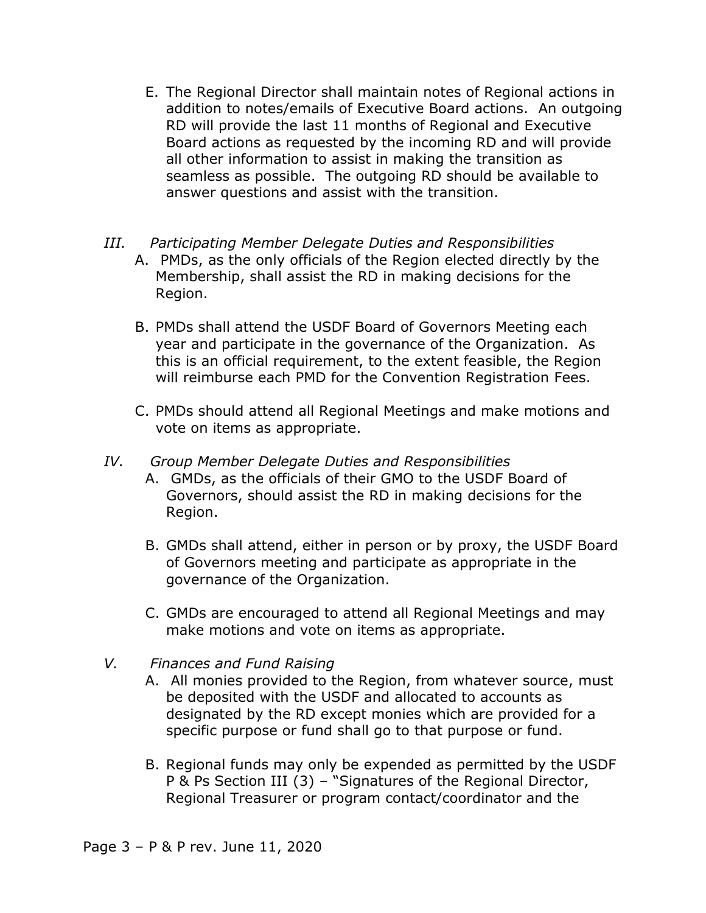E. The Regional Director shall maintain notes of Regional actions in addition to notes/emails of Executive Board actions. An outgoing RD will provide the last 11 months of Regional and Executive Board actions as requested by the incoming RD and will provide all other information to assist in making the transition as seamless as possible. The outgoing RD should be available to answer questions and assist with the transition.

## *III. Participating Member Delegate Duties and Responsibilities*

A. PMDs, as the only officials of the Region elected directly by the Membership, shall assist the RD in making decisions for the Region.

B. PMDs shall attend the USDF Board of Governors Meeting each year and participate in the governance of the Organization. As this is an official requirement, to the extent feasible, the Region will reimburse each PMD for the Convention Registration Fees.

C. PMDs should attend all Regional Meetings and make motions and vote on items as appropriate.

## *IV. Group Member Delegate Duties and Responsibilities*

A. GMDs, as the officials of their GMO to the USDF Board of Governors, should assist the RD in making decisions for the Region.

B. GMDs shall attend, either in person or by proxy, the USDF Board of Governors meeting and participate as appropriate in the governance of the Organization.

C. GMDs are encouraged to attend all Regional Meetings and may make motions and vote on items as appropriate.

## *V. Finances and Fund Raising*

A. All monies provided to the Region, from whatever source, must be deposited with the USDF and allocated to accounts as designated by the RD except monies which are provided for a specific purpose or fund shall go to that purpose or fund.

B. Regional funds may only be expended as permitted by the USDF P & Ps Section III (3) – "Signatures of the Regional Director, Regional Treasurer or program contact/coordinator and the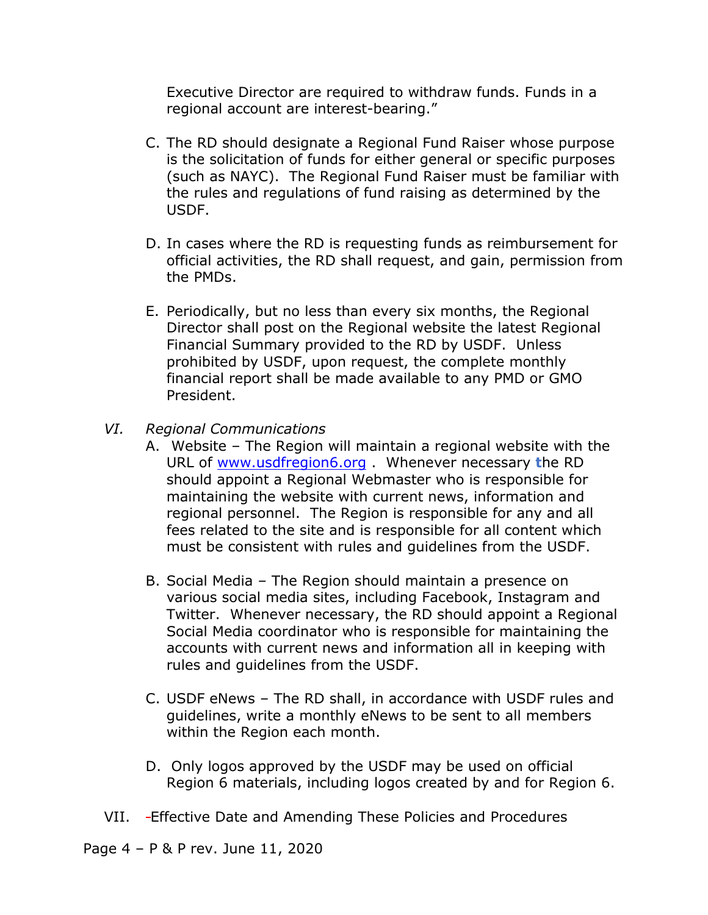Executive Director are required to withdraw funds. Funds in a regional account are interest-bearing."

C. The RD should designate a Regional Fund Raiser whose purpose is the solicitation of funds for either general or specific purposes (such as NAYC). The Regional Fund Raiser must be familiar with the rules and regulations of fund raising as determined by the USDF.

D. In cases where the RD is requesting funds as reimbursement for official activities, the RD shall request, and gain, permission from the PMDs.

E. Periodically, but no less than every six months, the Regional Director shall post on the Regional website the latest Regional Financial Summary provided to the RD by USDF. Unless prohibited by USDF, upon request, the complete monthly financial report shall be made available to any PMD or GMO President.

VI. *Regional Communications*

A. Website – The Region will maintain a regional website with the URL of www.usdfregion6.org . Whenever necessary the RD should appoint a Regional Webmaster who is responsible for maintaining the website with current news, information and regional personnel. The Region is responsible for any and all fees related to the site and is responsible for all content which must be consistent with rules and guidelines from the USDF.

B. Social Media – The Region should maintain a presence on various social media sites, including Facebook, Instagram and Twitter. Whenever necessary, the RD should appoint a Regional Social Media coordinator who is responsible for maintaining the accounts with current news and information all in keeping with rules and guidelines from the USDF.

C. USDF eNews – The RD shall, in accordance with USDF rules and guidelines, write a monthly eNews to be sent to all members within the Region each month.

D. Only logos approved by the USDF may be used on official Region 6 materials, including logos created by and for Region 6.

VII. Effective Date and Amending These Policies and Procedures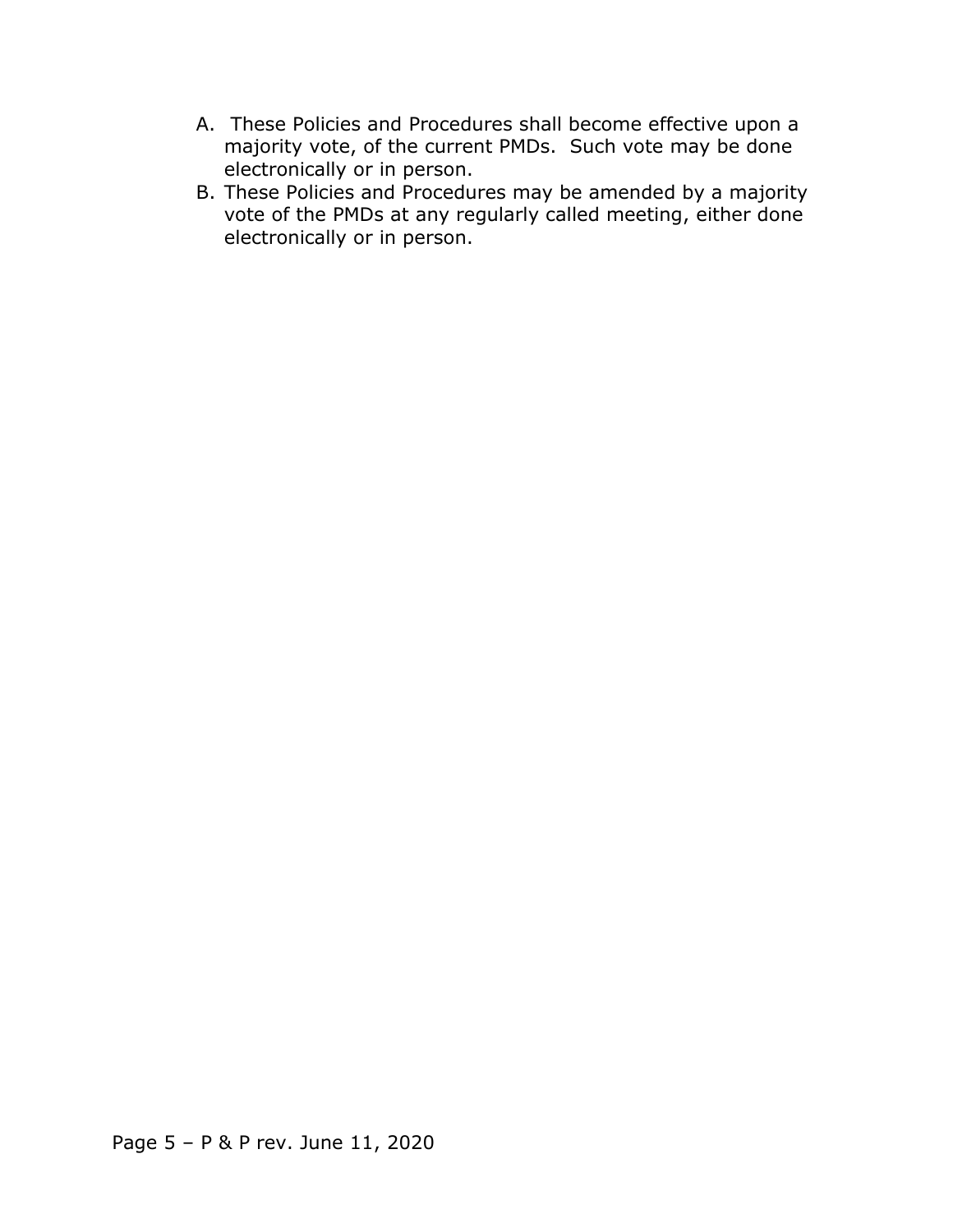A. These Policies and Procedures shall become effective upon a majority vote, of the current PMDs. Such vote may be done electronically or in person.

B. These Policies and Procedures may be amended by a majority vote of the PMDs at any regularly called meeting, either done electronically or in person.